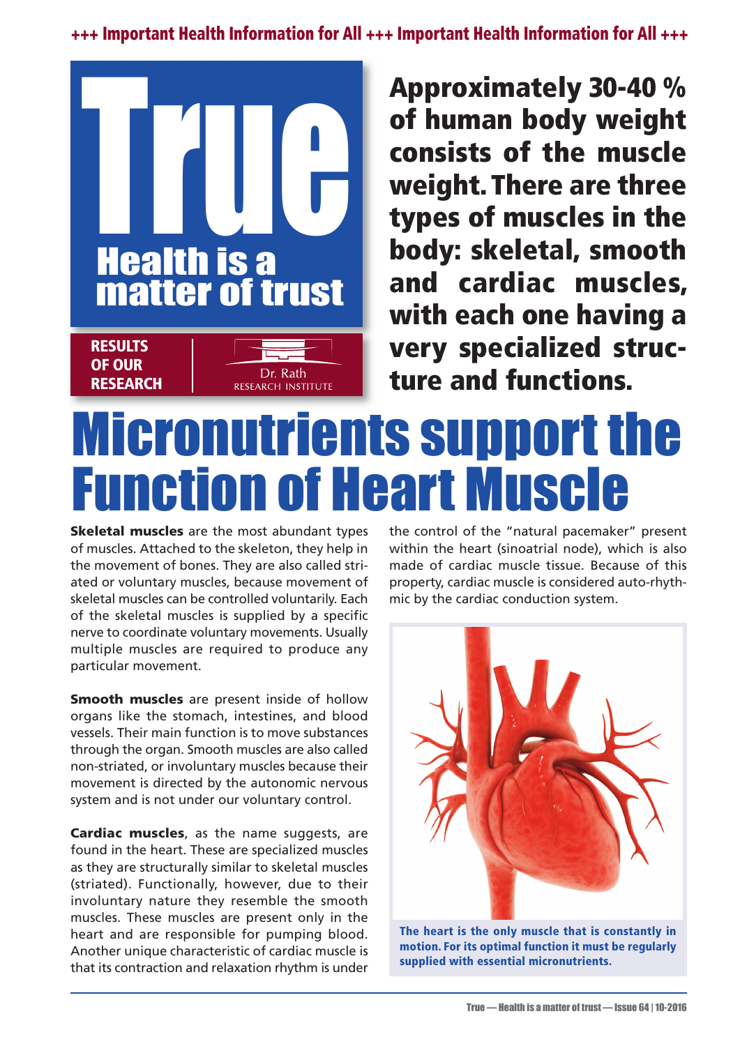+++ Important Health Information for All +++ Important Health Information for All +++

# True

## Health is a matter of trust

**RESULTS OF OUR RESEARCH**

Dr. Rath RESEARCH INSTITUTE

**Approximately 30-40 % of human body weight consists of the muscle weight. There are three types of muscles in the body: skeletal, smooth and cardiac muscles, with each one having a very specialized structure and functions.**

# Micronutrients support the Function of Heart Muscle

**Skeletal muscles** are the most abundant types of muscles. Attached to the skeleton, they help in the movement of bones. They are also called striated or voluntary muscles, because movement of skeletal muscles can be controlled voluntarily. Each of the skeletal muscles is supplied by a specific nerve to coordinate voluntary movements. Usually multiple muscles are required to produce any particular movement.

**Smooth muscles** are present inside of hollow organs like the stomach, intestines, and blood vessels. Their main function is to move substances through the organ. Smooth muscles are also called non-striated, or involuntary muscles because their movement is directed by the autonomic nervous system and is not under our voluntary control.

**Cardiac muscles**, as the name suggests, are found in the heart. These are specialized muscles as they are structurally similar to skeletal muscles (striated). Functionally, however, due to their involuntary nature they resemble the smooth muscles. These muscles are present only in the heart and are responsible for pumping blood. Another unique characteristic of cardiac muscle is that its contraction and relaxation rhythm is under the control of the "natural pacemaker" present within the heart (sinoatrial node), which is also made of cardiac muscle tissue. Because of this property, cardiac muscle is considered auto-rhythmic by the cardiac conduction system.

**The heart is the only muscle that is constantly in motion. For its optimal function it must be regularly supplied with essential micronutrients.**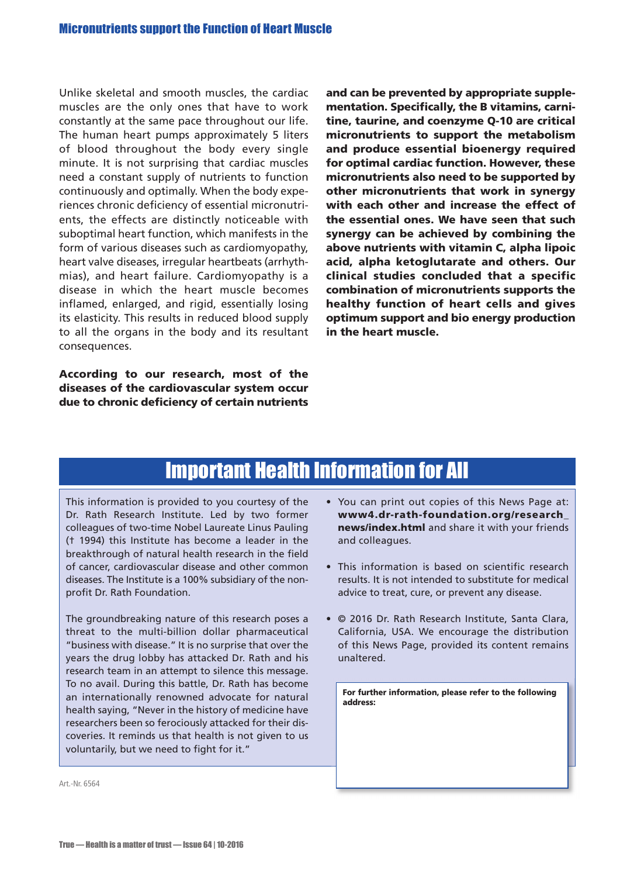## Micronutrients support the Function of Heart Muscle

Unlike skeletal and smooth muscles, the cardiac muscles are the only ones that have to work constantly at the same pace throughout our life. The human heart pumps approximately 5 liters of blood throughout the body every single minute. It is not surprising that cardiac muscles need a constant supply of nutrients to function continuously and optimally. When the body experiences chronic deficiency of essential micronutrients, the effects are distinctly noticeable with suboptimal heart function, which manifests in the form of various diseases such as cardiomyopathy, heart valve diseases, irregular heartbeats (arrhythmias), and heart failure. Cardiomyopathy is a disease in which the heart muscle becomes inflamed, enlarged, and rigid, essentially losing its elasticity. This results in reduced blood supply to all the organs in the body and its resultant consequences.

**According to our research, most of the diseases of the cardiovascular system occur due to chronic deficiency of certain nutrients and can be prevented by appropriate supplementation. Specifically, the B vitamins, carnitine, taurine, and coenzyme Q-10 are critical micronutrients to support the metabolism and produce essential bioenergy required for optimal cardiac function. However, these micronutrients also need to be supported by other micronutrients that work in synergy with each other and increase the effect of the essential ones. We have seen that such synergy can be achieved by combining the above nutrients with vitamin C, alpha lipoic acid, alpha ketoglutarate and others. Our clinical studies concluded that a specific combination of micronutrients supports the healthy function of heart cells and gives optimum support and bio energy production in the heart muscle.**

## Important Health Information for All

This information is provided to you courtesy of the Dr. Rath Research Institute. Led by two former colleagues of two-time Nobel Laureate Linus Pauling († 1994) this Institute has become a leader in the breakthrough of natural health research in the field of cancer, cardiovascular disease and other common diseases. The Institute is a 100% subsidiary of the non-profit Dr. Rath Foundation.

The groundbreaking nature of this research poses a threat to the multi-billion dollar pharmaceutical "business with disease." It is no surprise that over the years the drug lobby has attacked Dr. Rath and his research team in an attempt to silence this message. To no avail. During this battle, Dr. Rath has become an internationally renowned advocate for natural health saying, "Never in the history of medicine have researchers been so ferociously attacked for their discoveries. It reminds us that health is not given to us voluntarily, but we need to fight for it."

- You can print out copies of this News Page at: **www4.dr-rath-foundation.org/research_news/index.html** and share it with your friends and colleagues.
- This information is based on scientific research results. It is not intended to substitute for medical advice to treat, cure, or prevent any disease.
- © 2016 Dr. Rath Research Institute, Santa Clara, California, USA. We encourage the distribution of this News Page, provided its content remains unaltered.

**For further information, please refer to the following address:**

Art.-Nr. 6564